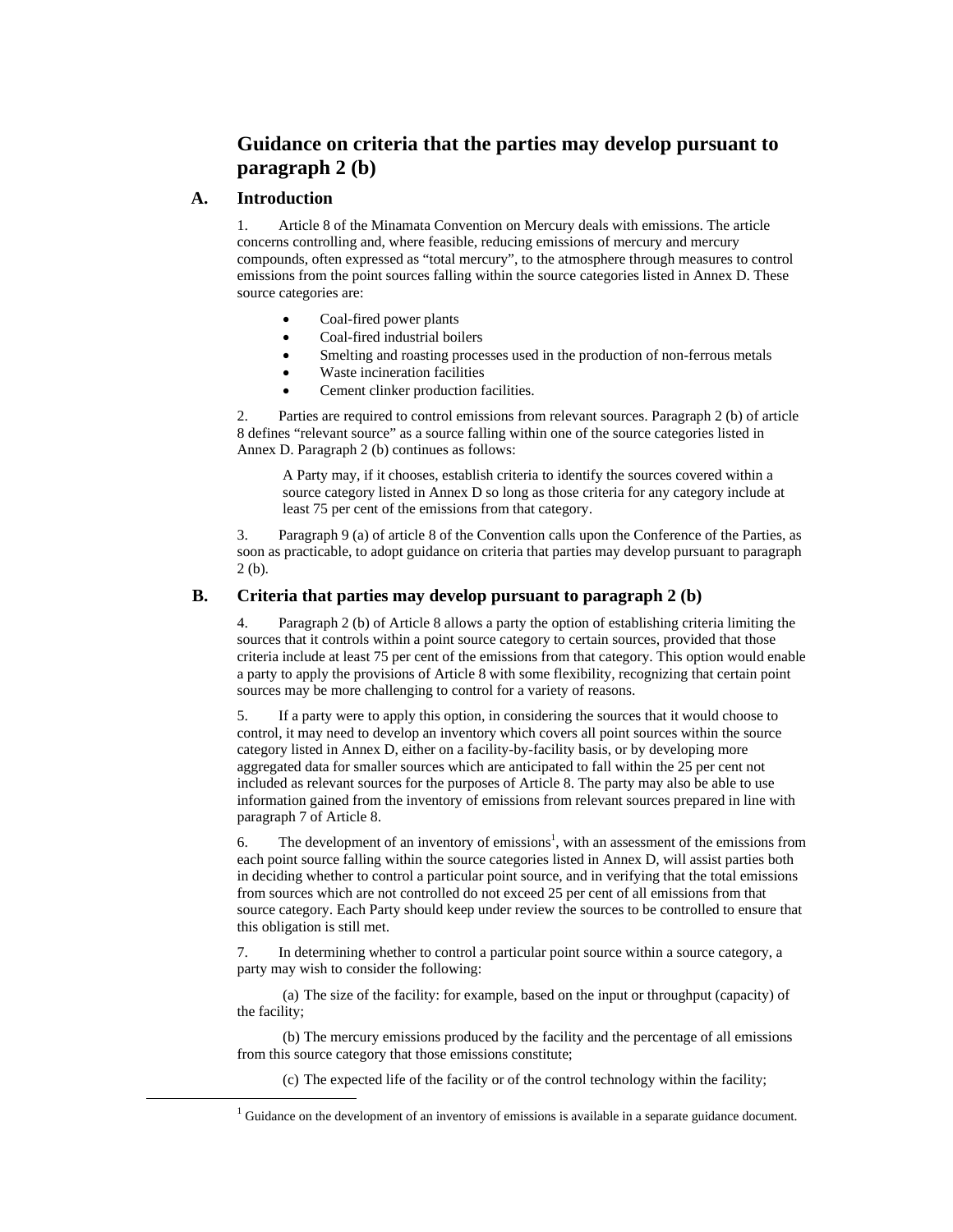# Guidance on criteria that the parties may develop pursuant to paragraph 2 (b)

## A. Introduction

1. Article 8 of the Minamata Convention on Mercury deals with emissions. The article concerns controlling and, where feasible, reducing emissions of mercury and mercury compounds, often expressed as "total mercury", to the atmosphere through measures to control emissions from the point sources falling within the source categories listed in Annex D. These source categories are:

- Coal-fired power plants
- Coal-fired industrial boilers
- Smelting and roasting processes used in the production of non-ferrous metals
- Waste incineration facilities
- Cement clinker production facilities.

2. Parties are required to control emissions from relevant sources. Paragraph 2 (b) of article 8 defines "relevant source" as a source falling within one of the source categories listed in Annex D. Paragraph 2 (b) continues as follows:

> A Party may, if it chooses, establish criteria to identify the sources covered within a source category listed in Annex D so long as those criteria for any category include at least 75 per cent of the emissions from that category.

3. Paragraph 9 (a) of article 8 of the Convention calls upon the Conference of the Parties, as soon as practicable, to adopt guidance on criteria that parties may develop pursuant to paragraph 2 (b).

## B. Criteria that parties may develop pursuant to paragraph 2 (b)

4. Paragraph 2 (b) of Article 8 allows a party the option of establishing criteria limiting the sources that it controls within a point source category to certain sources, provided that those criteria include at least 75 per cent of the emissions from that category. This option would enable a party to apply the provisions of Article 8 with some flexibility, recognizing that certain point sources may be more challenging to control for a variety of reasons.

5. If a party were to apply this option, in considering the sources that it would choose to control, it may need to develop an inventory which covers all point sources within the source category listed in Annex D, either on a facility-by-facility basis, or by developing more aggregated data for smaller sources which are anticipated to fall within the 25 per cent not included as relevant sources for the purposes of Article 8. The party may also be able to use information gained from the inventory of emissions from relevant sources prepared in line with paragraph 7 of Article 8.

6. The development of an inventory of emissions[1], with an assessment of the emissions from each point source falling within the source categories listed in Annex D, will assist parties both in deciding whether to control a particular point source, and in verifying that the total emissions from sources which are not controlled do not exceed 25 per cent of all emissions from that source category. Each Party should keep under review the sources to be controlled to ensure that this obligation is still met.

7. In determining whether to control a particular point source within a source category, a party may wish to consider the following:

(a) The size of the facility: for example, based on the input or throughput (capacity) of the facility;

(b) The mercury emissions produced by the facility and the percentage of all emissions from this source category that those emissions constitute;

(c) The expected life of the facility or of the control technology within the facility;

[1] Guidance on the development of an inventory of emissions is available in a separate guidance document.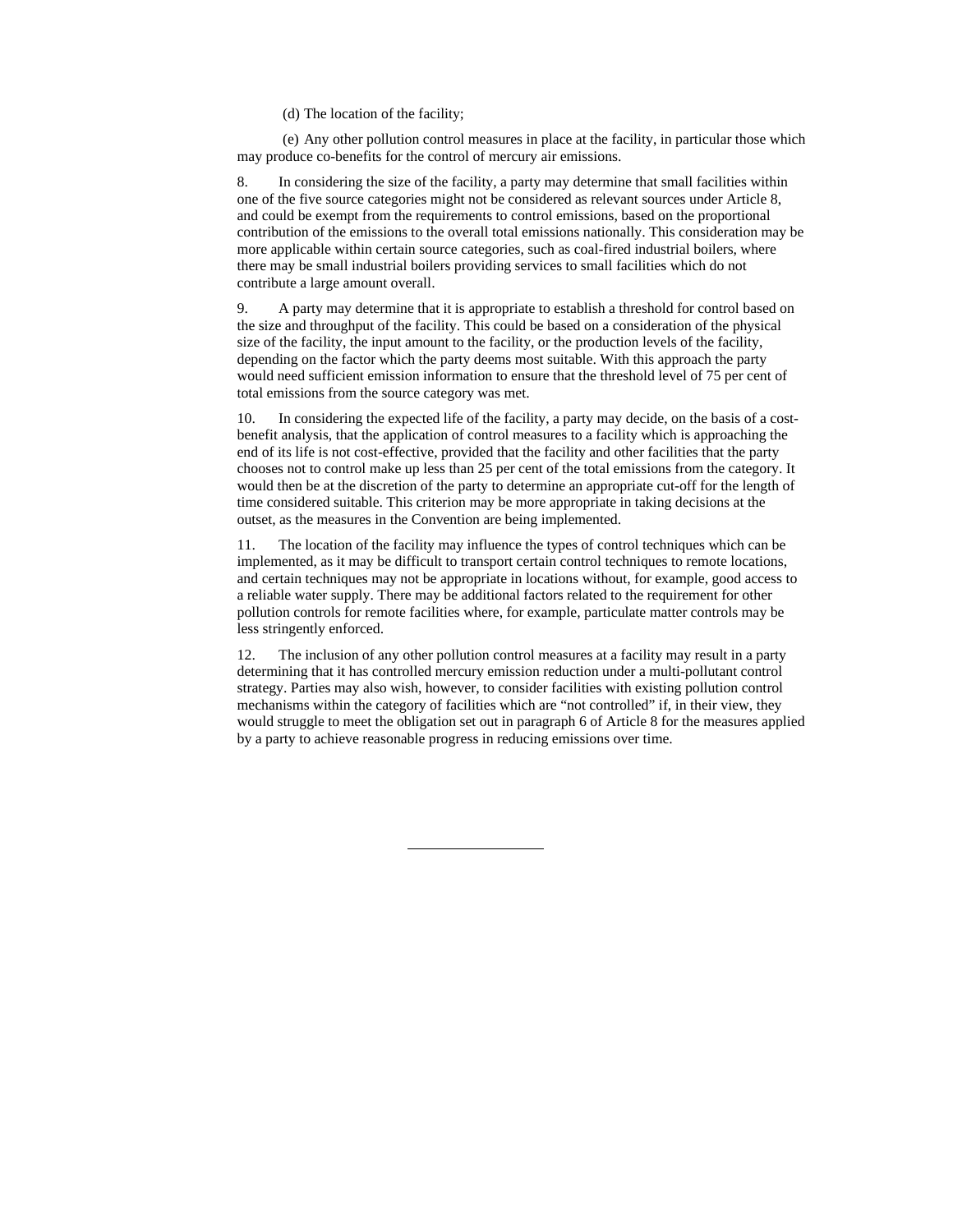(d) The location of the facility;

(e) Any other pollution control measures in place at the facility, in particular those which may produce co-benefits for the control of mercury air emissions.

8. In considering the size of the facility, a party may determine that small facilities within one of the five source categories might not be considered as relevant sources under Article 8, and could be exempt from the requirements to control emissions, based on the proportional contribution of the emissions to the overall total emissions nationally. This consideration may be more applicable within certain source categories, such as coal-fired industrial boilers, where there may be small industrial boilers providing services to small facilities which do not contribute a large amount overall.

9. A party may determine that it is appropriate to establish a threshold for control based on the size and throughput of the facility. This could be based on a consideration of the physical size of the facility, the input amount to the facility, or the production levels of the facility, depending on the factor which the party deems most suitable. With this approach the party would need sufficient emission information to ensure that the threshold level of 75 per cent of total emissions from the source category was met.

10. In considering the expected life of the facility, a party may decide, on the basis of a cost-benefit analysis, that the application of control measures to a facility which is approaching the end of its life is not cost-effective, provided that the facility and other facilities that the party chooses not to control make up less than 25 per cent of the total emissions from the category. It would then be at the discretion of the party to determine an appropriate cut-off for the length of time considered suitable. This criterion may be more appropriate in taking decisions at the outset, as the measures in the Convention are being implemented.

11. The location of the facility may influence the types of control techniques which can be implemented, as it may be difficult to transport certain control techniques to remote locations, and certain techniques may not be appropriate in locations without, for example, good access to a reliable water supply. There may be additional factors related to the requirement for other pollution controls for remote facilities where, for example, particulate matter controls may be less stringently enforced.

12. The inclusion of any other pollution control measures at a facility may result in a party determining that it has controlled mercury emission reduction under a multi-pollutant control strategy. Parties may also wish, however, to consider facilities with existing pollution control mechanisms within the category of facilities which are "not controlled" if, in their view, they would struggle to meet the obligation set out in paragraph 6 of Article 8 for the measures applied by a party to achieve reasonable progress in reducing emissions over time.